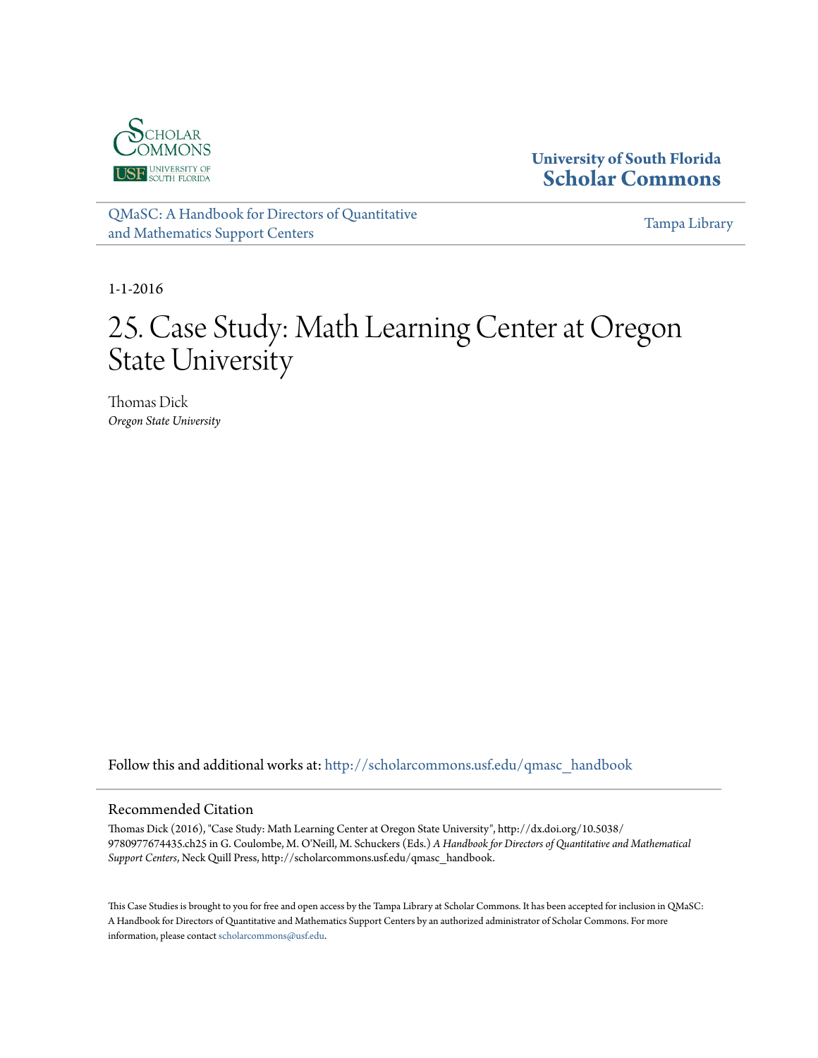University of South Florida
**Scholar Commons**

QMaSC: A Handbook for Directors of Quantitative and Mathematics Support Centers

Tampa Library

1-1-2016

# 25. Case Study: Math Learning Center at Oregon State University

Thomas Dick
*Oregon State University*

Follow this and additional works at: http://scholarcommons.usf.edu/qmasc_handbook

## Recommended Citation

Thomas Dick (2016), "Case Study: Math Learning Center at Oregon State University", http://dx.doi.org/10.5038/9780977674435.ch25 in G. Coulombe, M. O'Neill, M. Schuckers (Eds.) *A Handbook for Directors of Quantitative and Mathematical Support Centers*, Neck Quill Press, http://scholarcommons.usf.edu/qmasc_handbook.

This Case Studies is brought to you for free and open access by the Tampa Library at Scholar Commons. It has been accepted for inclusion in QMaSC: A Handbook for Directors of Quantitative and Mathematics Support Centers by an authorized administrator of Scholar Commons. For more information, please contact scholarcommons@usf.edu.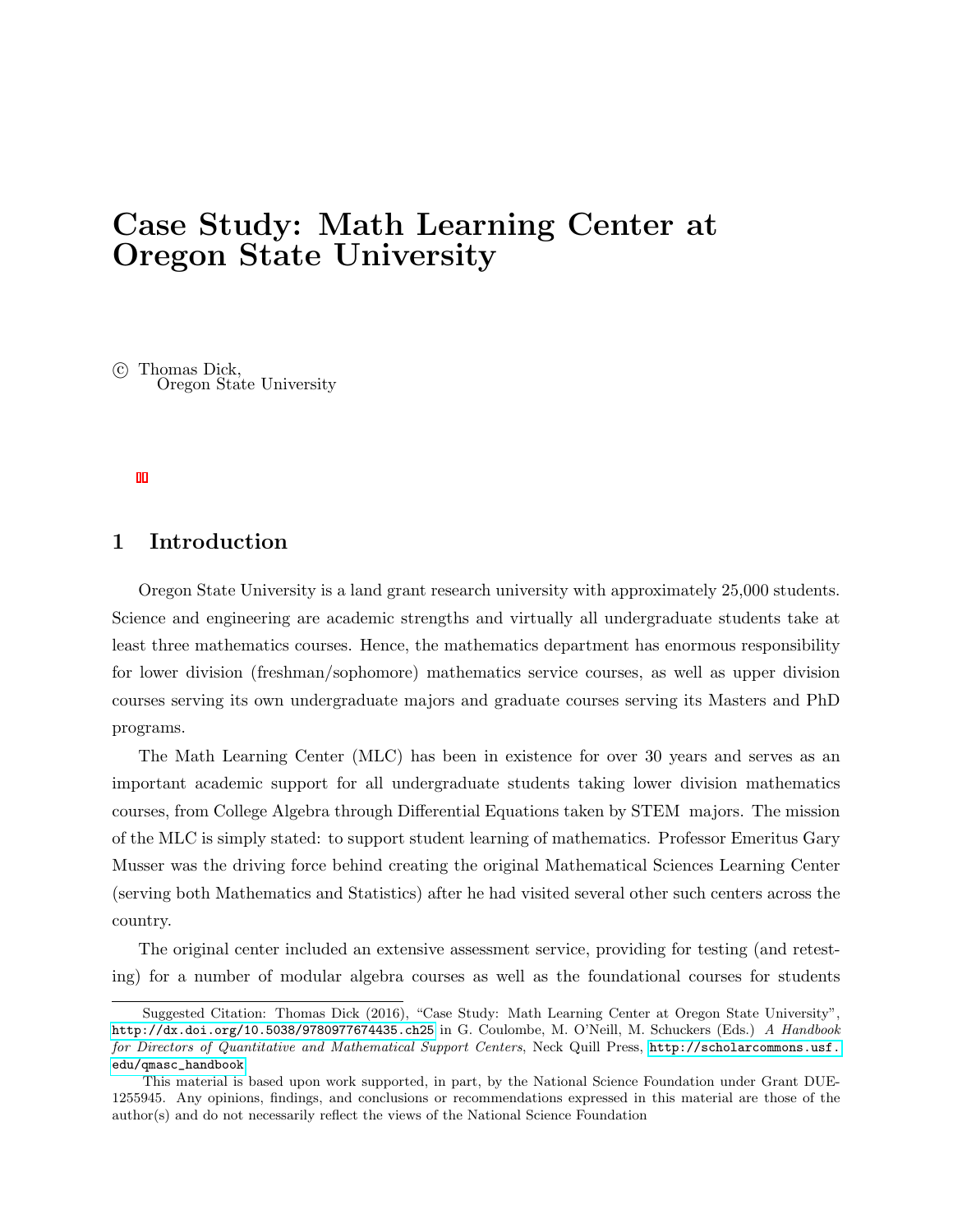# Case Study: Math Learning Center at Oregon State University

© Thomas Dick,
Oregon State University

## 1 Introduction

Oregon State University is a land grant research university with approximately 25,000 students. Science and engineering are academic strengths and virtually all undergraduate students take at least three mathematics courses. Hence, the mathematics department has enormous responsibility for lower division (freshman/sophomore) mathematics service courses, as well as upper division courses serving its own undergraduate majors and graduate courses serving its Masters and PhD programs.

The Math Learning Center (MLC) has been in existence for over 30 years and serves as an important academic support for all undergraduate students taking lower division mathematics courses, from College Algebra through Differential Equations taken by STEM majors. The mission of the MLC is simply stated: to support student learning of mathematics. Professor Emeritus Gary Musser was the driving force behind creating the original Mathematical Sciences Learning Center (serving both Mathematics and Statistics) after he had visited several other such centers across the country.

The original center included an extensive assessment service, providing for testing (and retesting) for a number of modular algebra courses as well as the foundational courses for students

---

Suggested Citation: Thomas Dick (2016), "Case Study: Math Learning Center at Oregon State University", http://dx.doi.org/10.5038/9780977674435.ch25 in G. Coulombe, M. O'Neill, M. Schuckers (Eds.) *A Handbook for Directors of Quantitative and Mathematical Support Centers*, Neck Quill Press, http://scholarcommons.usf.edu/qmasc_handbook

This material is based upon work supported, in part, by the National Science Foundation under Grant DUE-1255945. Any opinions, findings, and conclusions or recommendations expressed in this material are those of the author(s) and do not necessarily reflect the views of the National Science Foundation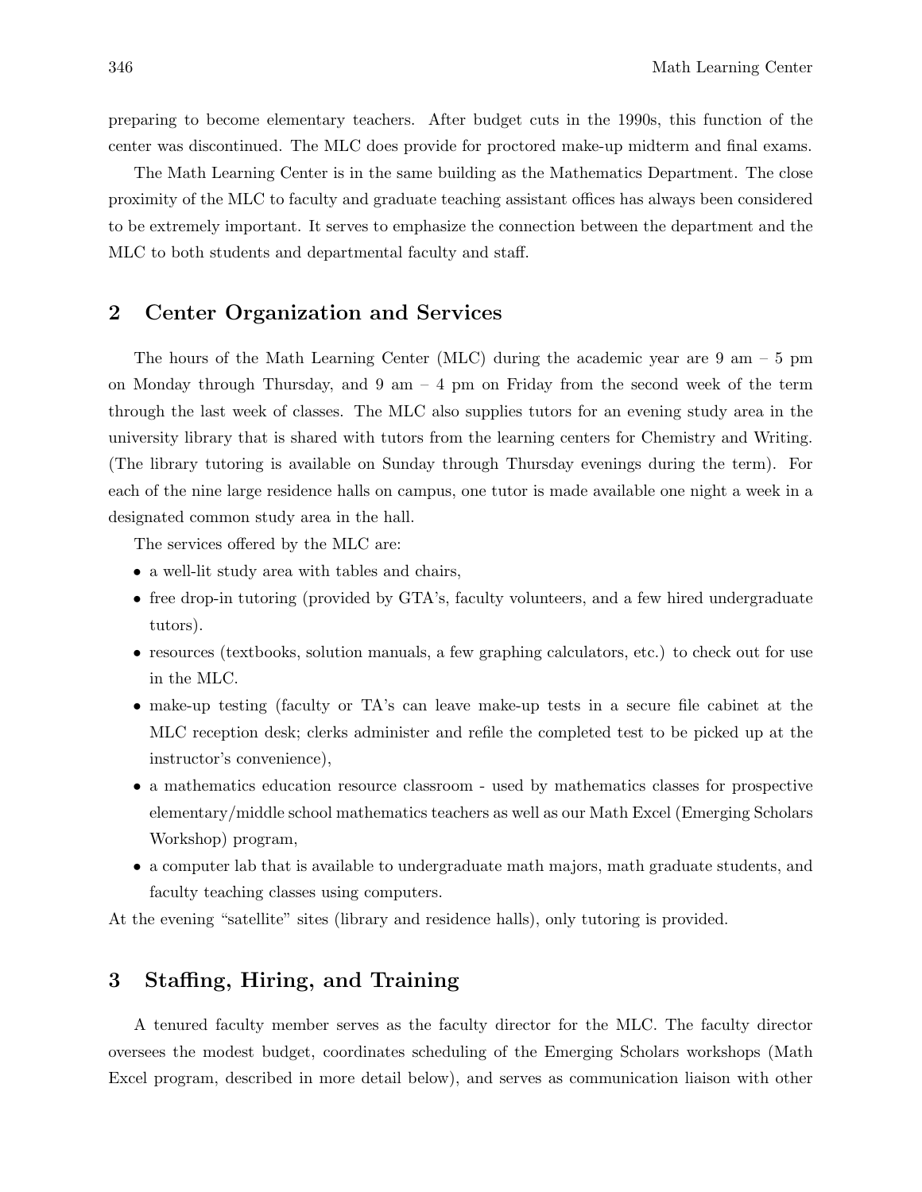preparing to become elementary teachers. After budget cuts in the 1990s, this function of the center was discontinued. The MLC does provide for proctored make-up midterm and final exams.

The Math Learning Center is in the same building as the Mathematics Department. The close proximity of the MLC to faculty and graduate teaching assistant offices has always been considered to be extremely important. It serves to emphasize the connection between the department and the MLC to both students and departmental faculty and staff.

## 2 Center Organization and Services

The hours of the Math Learning Center (MLC) during the academic year are 9 am – 5 pm on Monday through Thursday, and 9 am – 4 pm on Friday from the second week of the term through the last week of classes. The MLC also supplies tutors for an evening study area in the university library that is shared with tutors from the learning centers for Chemistry and Writing. (The library tutoring is available on Sunday through Thursday evenings during the term). For each of the nine large residence halls on campus, one tutor is made available one night a week in a designated common study area in the hall.

The services offered by the MLC are:

- a well-lit study area with tables and chairs,
- free drop-in tutoring (provided by GTA's, faculty volunteers, and a few hired undergraduate tutors).
- resources (textbooks, solution manuals, a few graphing calculators, etc.) to check out for use in the MLC.
- make-up testing (faculty or TA's can leave make-up tests in a secure file cabinet at the MLC reception desk; clerks administer and refile the completed test to be picked up at the instructor's convenience),
- a mathematics education resource classroom - used by mathematics classes for prospective elementary/middle school mathematics teachers as well as our Math Excel (Emerging Scholars Workshop) program,
- a computer lab that is available to undergraduate math majors, math graduate students, and faculty teaching classes using computers.

At the evening "satellite" sites (library and residence halls), only tutoring is provided.

## 3 Staffing, Hiring, and Training

A tenured faculty member serves as the faculty director for the MLC. The faculty director oversees the modest budget, coordinates scheduling of the Emerging Scholars workshops (Math Excel program, described in more detail below), and serves as communication liaison with other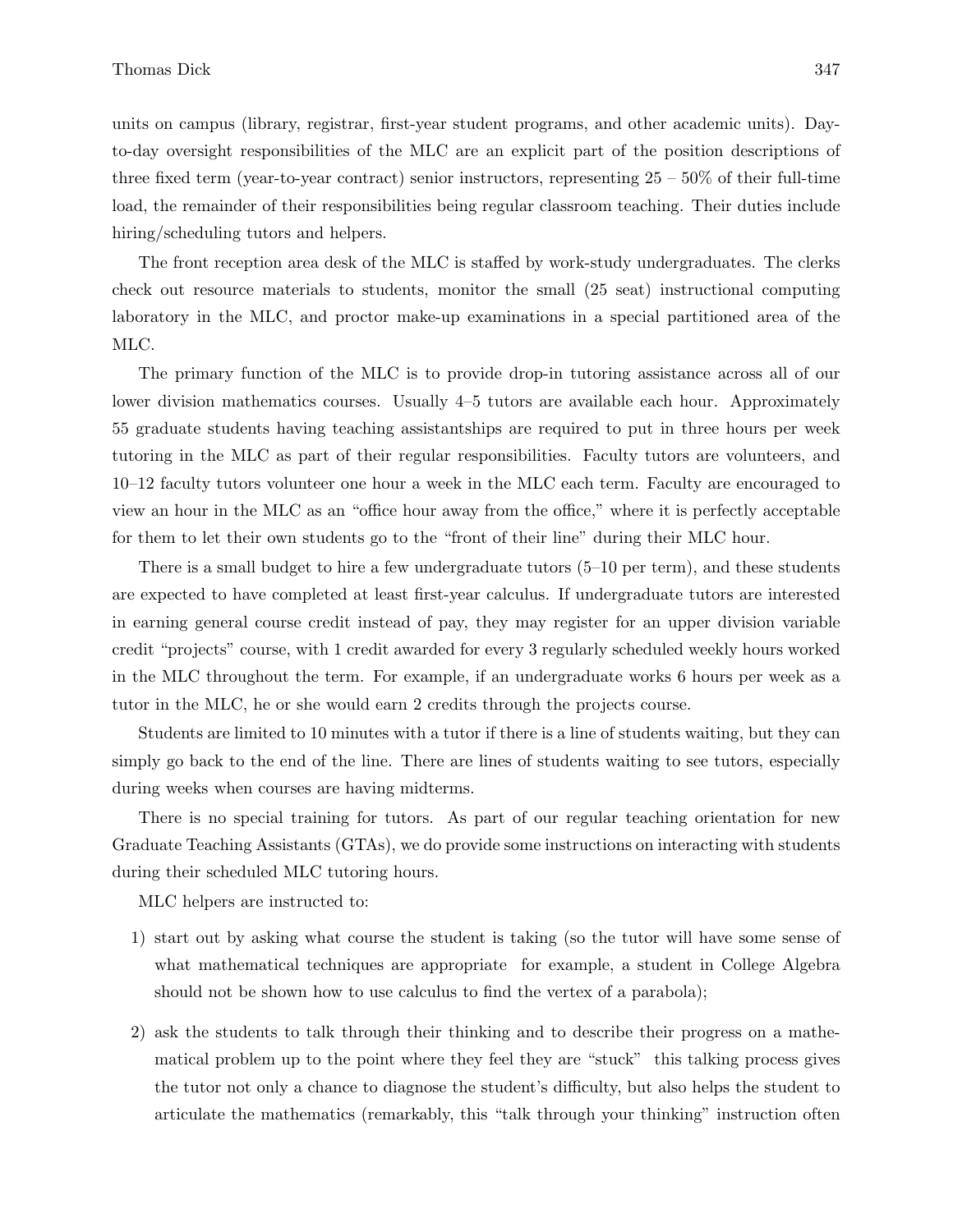units on campus (library, registrar, first-year student programs, and other academic units). Day-to-day oversight responsibilities of the MLC are an explicit part of the position descriptions of three fixed term (year-to-year contract) senior instructors, representing 25 – 50% of their full-time load, the remainder of their responsibilities being regular classroom teaching. Their duties include hiring/scheduling tutors and helpers.

The front reception area desk of the MLC is staffed by work-study undergraduates. The clerks check out resource materials to students, monitor the small (25 seat) instructional computing laboratory in the MLC, and proctor make-up examinations in a special partitioned area of the MLC.

The primary function of the MLC is to provide drop-in tutoring assistance across all of our lower division mathematics courses. Usually 4–5 tutors are available each hour. Approximately 55 graduate students having teaching assistantships are required to put in three hours per week tutoring in the MLC as part of their regular responsibilities. Faculty tutors are volunteers, and 10–12 faculty tutors volunteer one hour a week in the MLC each term. Faculty are encouraged to view an hour in the MLC as an "office hour away from the office," where it is perfectly acceptable for them to let their own students go to the "front of their line" during their MLC hour.

There is a small budget to hire a few undergraduate tutors (5–10 per term), and these students are expected to have completed at least first-year calculus. If undergraduate tutors are interested in earning general course credit instead of pay, they may register for an upper division variable credit "projects" course, with 1 credit awarded for every 3 regularly scheduled weekly hours worked in the MLC throughout the term. For example, if an undergraduate works 6 hours per week as a tutor in the MLC, he or she would earn 2 credits through the projects course.

Students are limited to 10 minutes with a tutor if there is a line of students waiting, but they can simply go back to the end of the line. There are lines of students waiting to see tutors, especially during weeks when courses are having midterms.

There is no special training for tutors. As part of our regular teaching orientation for new Graduate Teaching Assistants (GTAs), we do provide some instructions on interacting with students during their scheduled MLC tutoring hours.

MLC helpers are instructed to:

1) start out by asking what course the student is taking (so the tutor will have some sense of what mathematical techniques are appropriate for example, a student in College Algebra should not be shown how to use calculus to find the vertex of a parabola);

2) ask the students to talk through their thinking and to describe their progress on a mathematical problem up to the point where they feel they are "stuck" this talking process gives the tutor not only a chance to diagnose the student's difficulty, but also helps the student to articulate the mathematics (remarkably, this "talk through your thinking" instruction often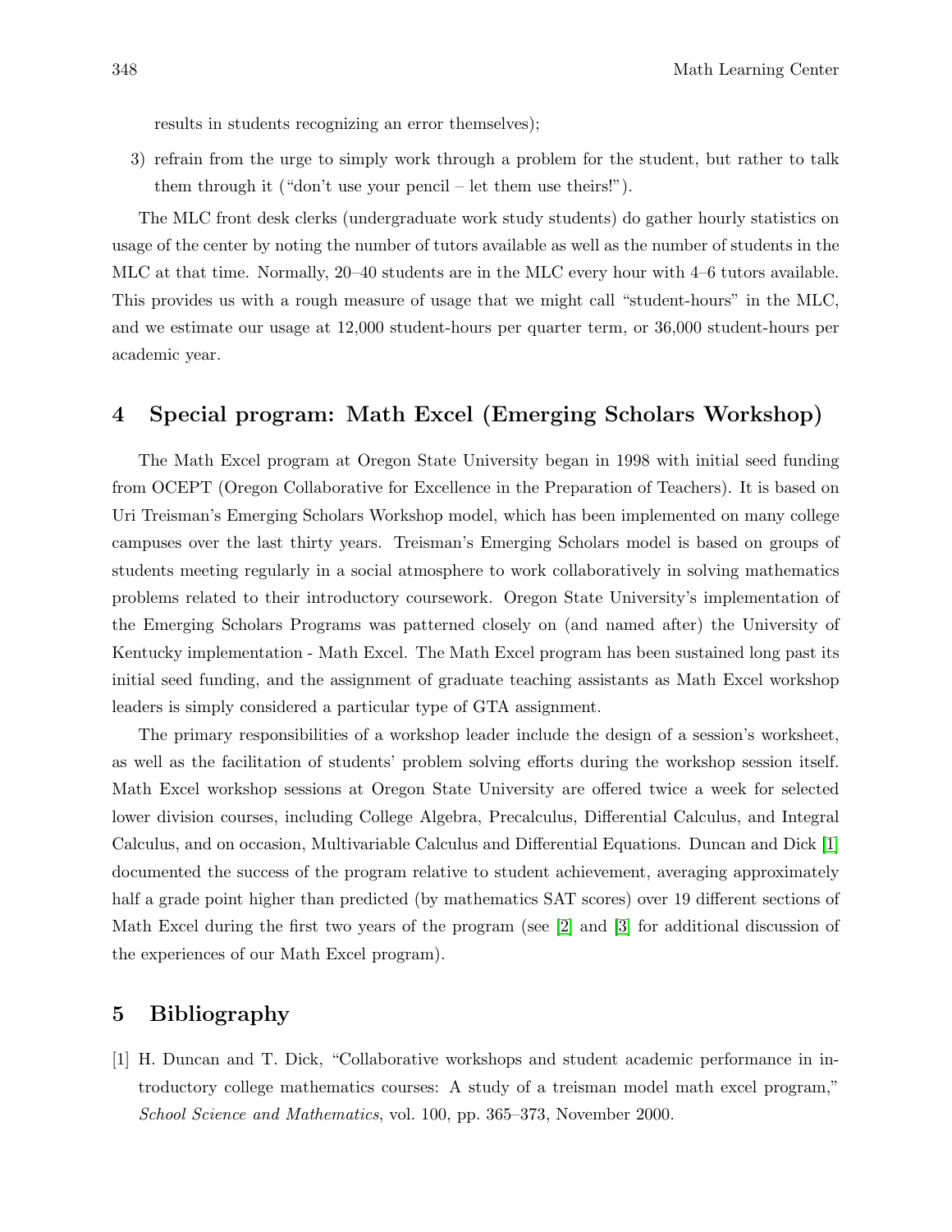results in students recognizing an error themselves);

3) refrain from the urge to simply work through a problem for the student, but rather to talk them through it ("don't use your pencil – let them use theirs!").

The MLC front desk clerks (undergraduate work study students) do gather hourly statistics on usage of the center by noting the number of tutors available as well as the number of students in the MLC at that time. Normally, 20–40 students are in the MLC every hour with 4–6 tutors available. This provides us with a rough measure of usage that we might call "student-hours" in the MLC, and we estimate our usage at 12,000 student-hours per quarter term, or 36,000 student-hours per academic year.

## 4 Special program: Math Excel (Emerging Scholars Workshop)

The Math Excel program at Oregon State University began in 1998 with initial seed funding from OCEPT (Oregon Collaborative for Excellence in the Preparation of Teachers). It is based on Uri Treisman's Emerging Scholars Workshop model, which has been implemented on many college campuses over the last thirty years. Treisman's Emerging Scholars model is based on groups of students meeting regularly in a social atmosphere to work collaboratively in solving mathematics problems related to their introductory coursework. Oregon State University's implementation of the Emerging Scholars Programs was patterned closely on (and named after) the University of Kentucky implementation - Math Excel. The Math Excel program has been sustained long past its initial seed funding, and the assignment of graduate teaching assistants as Math Excel workshop leaders is simply considered a particular type of GTA assignment.

The primary responsibilities of a workshop leader include the design of a session's worksheet, as well as the facilitation of students' problem solving efforts during the workshop session itself. Math Excel workshop sessions at Oregon State University are offered twice a week for selected lower division courses, including College Algebra, Precalculus, Differential Calculus, and Integral Calculus, and on occasion, Multivariable Calculus and Differential Equations. Duncan and Dick [1] documented the success of the program relative to student achievement, averaging approximately half a grade point higher than predicted (by mathematics SAT scores) over 19 different sections of Math Excel during the first two years of the program (see [2] and [3] for additional discussion of the experiences of our Math Excel program).

## 5 Bibliography

[1] H. Duncan and T. Dick, "Collaborative workshops and student academic performance in introductory college mathematics courses: A study of a treisman model math excel program," *School Science and Mathematics*, vol. 100, pp. 365–373, November 2000.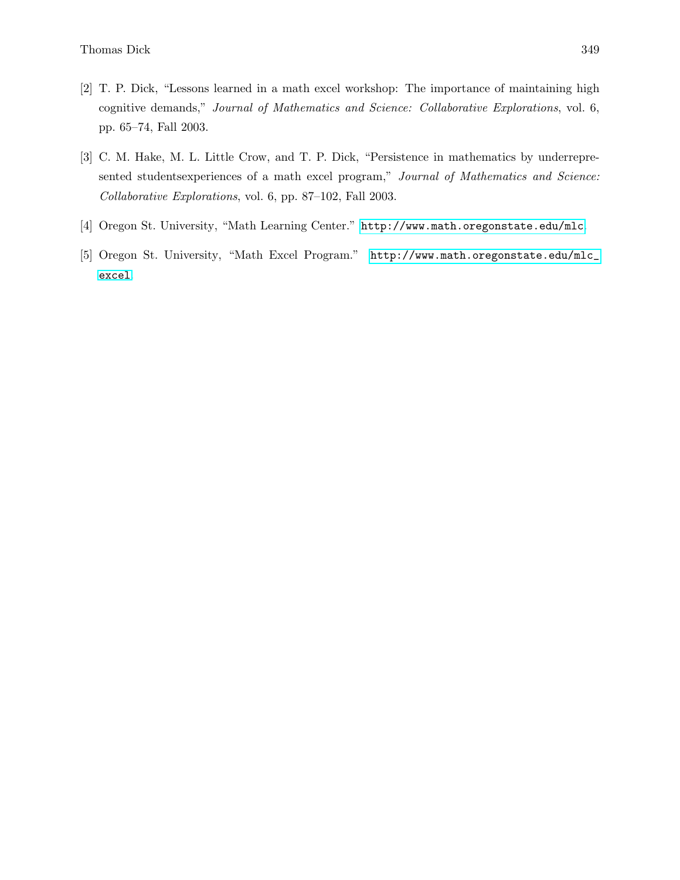[2] T. P. Dick, "Lessons learned in a math excel workshop: The importance of maintaining high cognitive demands," *Journal of Mathematics and Science: Collaborative Explorations*, vol. 6, pp. 65–74, Fall 2003.

[3] C. M. Hake, M. L. Little Crow, and T. P. Dick, "Persistence in mathematics by underrepresented studentsexperiences of a math excel program," *Journal of Mathematics and Science: Collaborative Explorations*, vol. 6, pp. 87–102, Fall 2003.

[4] Oregon St. University, "Math Learning Center." http://www.math.oregonstate.edu/mlc.

[5] Oregon St. University, "Math Excel Program." http://www.math.oregonstate.edu/mlc_excel.